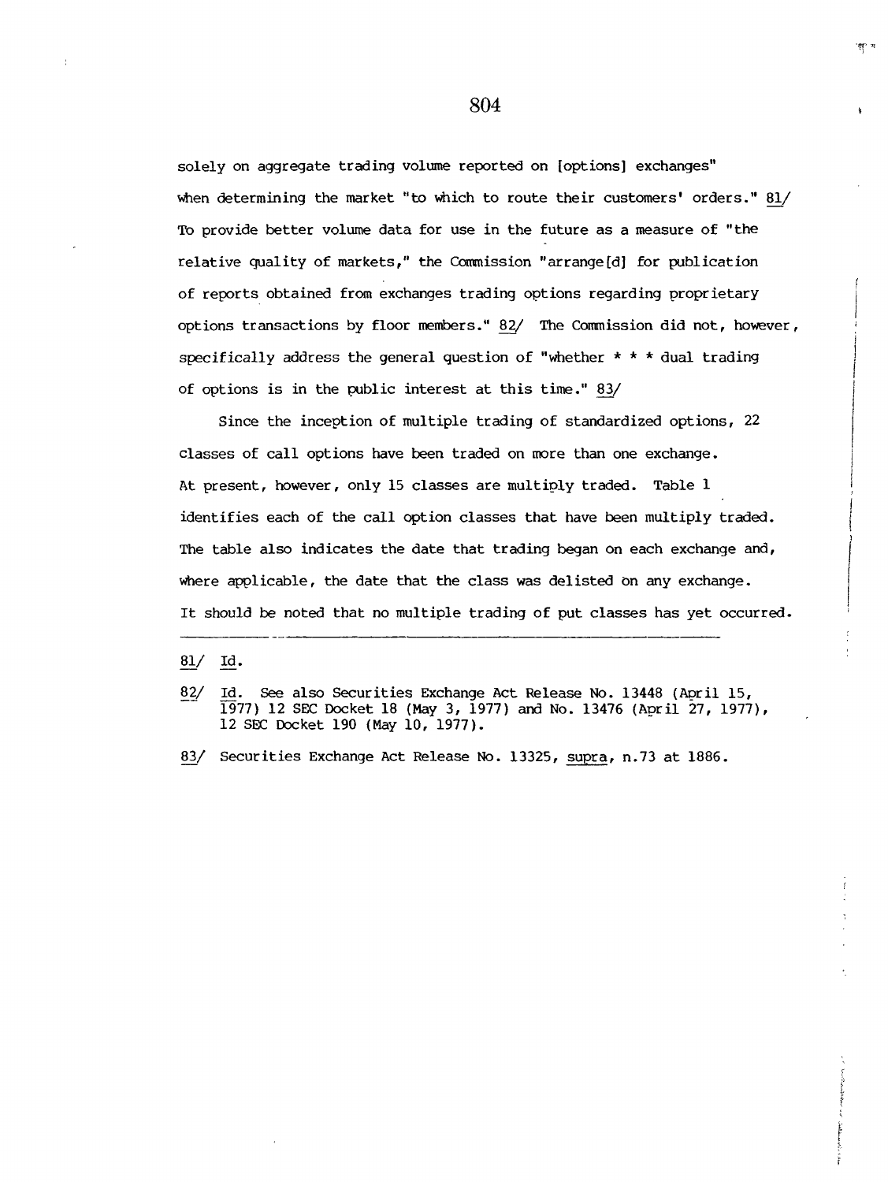solely on aggregate trading volume reported on [options] exchanges" when determining the market "to which to route their customers' orders." 81/ To provide better volume data for use in the future as a measure of "the relative quality of markets," the Commission "arrange[d] for publication of reports obtained from exchanges trading options regarding proprietary options transactions by floor members." 82/ The Commission did not, however, specifically address the general question of "whether * * * dual trading of options is in the public interest at this time." 83/

Since the inception of multiple trading of standardized options, 22 classes of call options have been traded on more than one exchange. At present, however, only 15 classes are multiply traded. Table 1 identifies each of the call option classes that have been multiply traded. The table also indicates the date that trading began on each exchange and, where applicable, the date that the class was delisted on any exchange. It should be noted that no multiple trading of put classes has yet occurred.

---

81/ Id.

82/ Id. See also Securities Exchange Act Release No. 13448 (April 15, 1977) 12 SEC Docket 18 (May 3, 1977) and No. 13476 (April 27, 1977), 12 SEC Docket 190 (May 10, 1977).

83/ Securities Exchange Act Release No. 13325, supra, n.73 at 1886.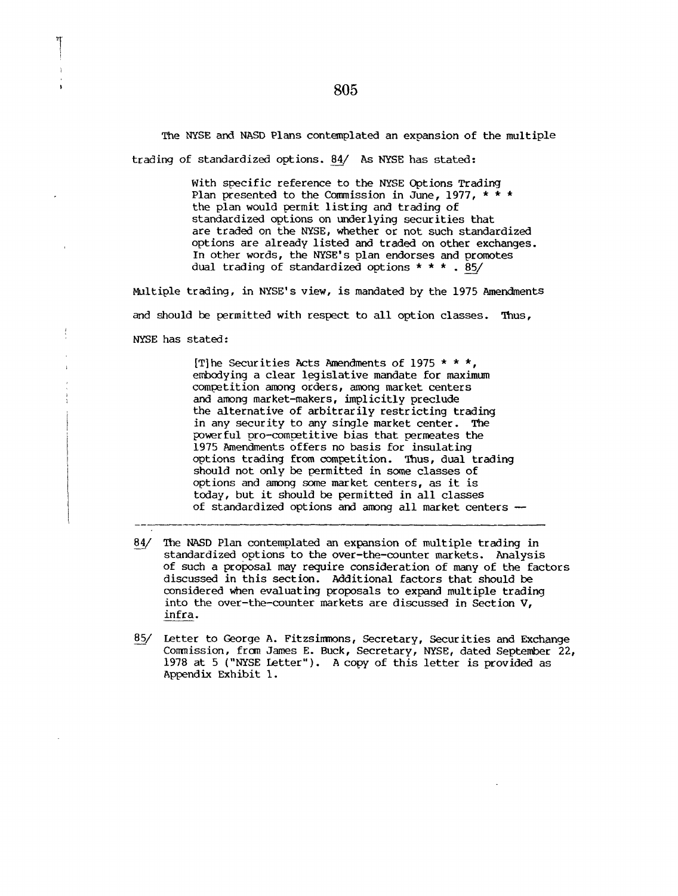The NYSE and NASD Plans contemplated an expansion of the multiple trading of standardized options. 84/ As NYSE has stated:

> With specific reference to the NYSE Options Trading Plan presented to the Commission in June, 1977, * * * the plan would permit listing and trading of standardized options on underlying securities that are traded on the NYSE, whether or not such standardized options are already listed and traded on other exchanges. In other words, the NYSE's plan endorses and promotes dual trading of standardized options * * * . 85/

Multiple trading, in NYSE's view, is mandated by the 1975 Amendments and should be permitted with respect to all option classes. Thus, NYSE has stated:

> [T]he Securities Acts Amendments of 1975 * * *, embodying a clear legislative mandate for maximum competition among orders, among market centers and among market-makers, implicitly preclude the alternative of arbitrarily restricting trading in any security to any single market center. The powerful pro-competitive bias that permeates the 1975 Amendments offers no basis for insulating options trading from competition. Thus, dual trading should not only be permitted in some classes of options and among some market centers, as it is today, but it should be permitted in all classes of standardized options and among all market centers —

---

84/ The NASD Plan contemplated an expansion of multiple trading in standardized options to the over-the-counter markets. Analysis of such a proposal may require consideration of many of the factors discussed in this section. Additional factors that should be considered when evaluating proposals to expand multiple trading into the over-the-counter markets are discussed in Section V, infra.

85/ Letter to George A. Fitzsimmons, Secretary, Securities and Exchange Commission, from James E. Buck, Secretary, NYSE, dated September 22, 1978 at 5 ("NYSE Letter"). A copy of this letter is provided as Appendix Exhibit 1.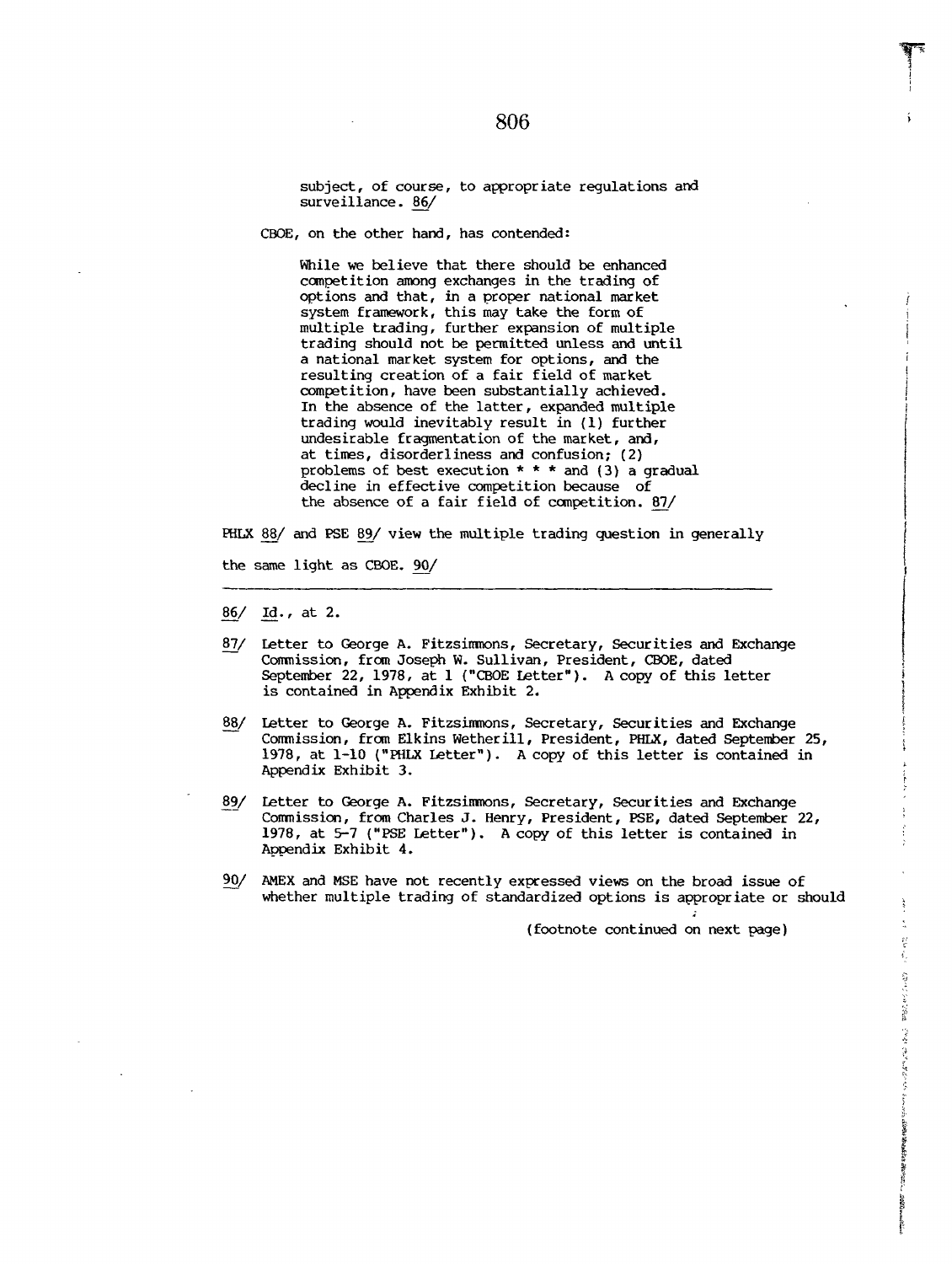subject, of course, to appropriate regulations and surveillance. 86/

CBOE, on the other hand, has contended:

> While we believe that there should be enhanced competition among exchanges in the trading of options and that, in a proper national market system framework, this may take the form of multiple trading, further expansion of multiple trading should not be permitted unless and until a national market system for options, and the resulting creation of a fair field of market competition, have been substantially achieved. In the absence of the latter, expanded multiple trading would inevitably result in (1) further undesirable fragmentation of the market, and, at times, disorderliness and confusion; (2) problems of best execution * * * and (3) a gradual decline in effective competition because of the absence of a fair field of competition. 87/

PHLX 88/ and PSE 89/ view the multiple trading question in generally the same light as CBOE. 90/

---

86/ Id., at 2.

87/ Letter to George A. Fitzsimmons, Secretary, Securities and Exchange Commission, from Joseph W. Sullivan, President, CBOE, dated September 22, 1978, at 1 ("CBOE Letter"). A copy of this letter is contained in Appendix Exhibit 2.

88/ Letter to George A. Fitzsimmons, Secretary, Securities and Exchange Commission, from Elkins Wetherill, President, PHLX, dated September 25, 1978, at 1-10 ("PHLX Letter"). A copy of this letter is contained in Appendix Exhibit 3.

89/ Letter to George A. Fitzsimmons, Secretary, Securities and Exchange Commission, from Charles J. Henry, President, PSE, dated September 22, 1978, at 5-7 ("PSE Letter"). A copy of this letter is contained in Appendix Exhibit 4.

90/ AMEX and MSE have not recently expressed views on the broad issue of whether multiple trading of standardized options is appropriate or should

(footnote continued on next page)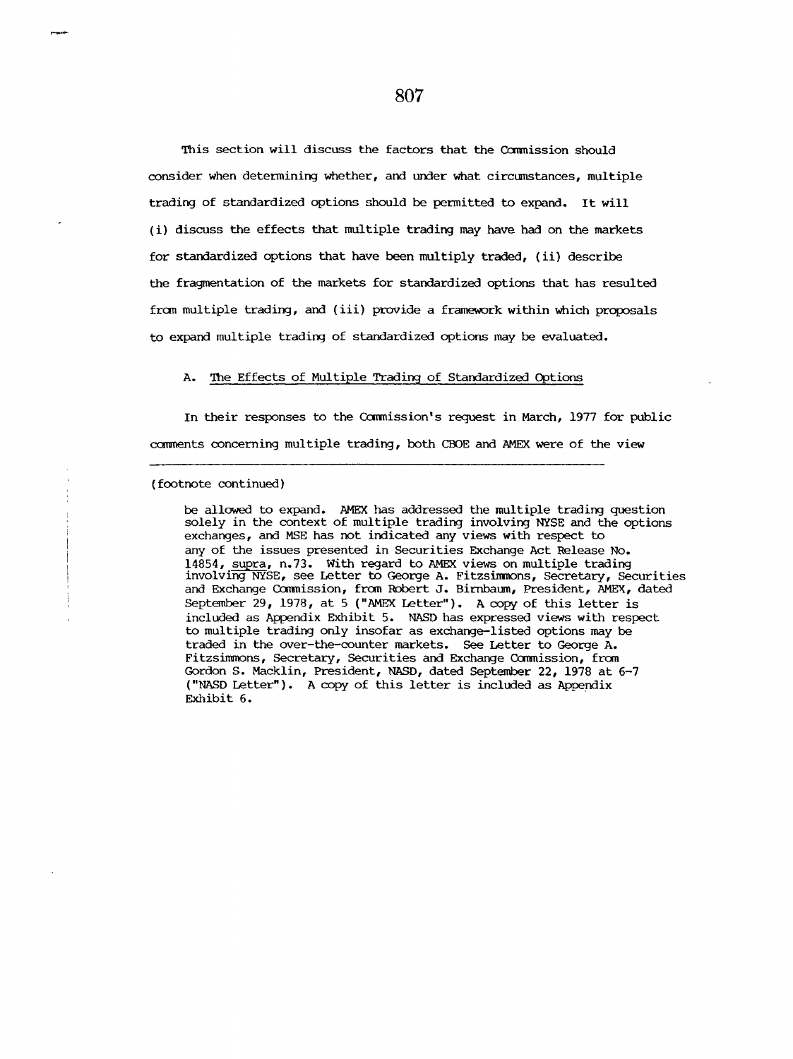This section will discuss the factors that the Commission should consider when determining whether, and under what circumstances, multiple trading of standardized options should be permitted to expand. It will (i) discuss the effects that multiple trading may have had on the markets for standardized options that have been multiply traded, (ii) describe the fragmentation of the markets for standardized options that has resulted from multiple trading, and (iii) provide a framework within which proposals to expand multiple trading of standardized options may be evaluated.

## A. The Effects of Multiple Trading of Standardized Options

In their responses to the Commission's request in March, 1977 for public comments concerning multiple trading, both CBOE and AMEX were of the view

---

(footnote continued)

be allowed to expand. AMEX has addressed the multiple trading question solely in the context of multiple trading involving NYSE and the options exchanges, and MSE has not indicated any views with respect to any of the issues presented in Securities Exchange Act Release No. 14854, _supra_, n.73. With regard to AMEX views on multiple trading involving NYSE, see Letter to George A. Fitzsimmons, Secretary, Securities and Exchange Commission, from Robert J. Birnbaum, President, AMEX, dated September 29, 1978, at 5 ("AMEX Letter"). A copy of this letter is included as Appendix Exhibit 5. NASD has expressed views with respect to multiple trading only insofar as exchange-listed options may be traded in the over-the-counter markets. See Letter to George A. Fitzsimmons, Secretary, Securities and Exchange Commission, from Gordon S. Macklin, President, NASD, dated September 22, 1978 at 6-7 ("NASD Letter"). A copy of this letter is included as Appendix Exhibit 6.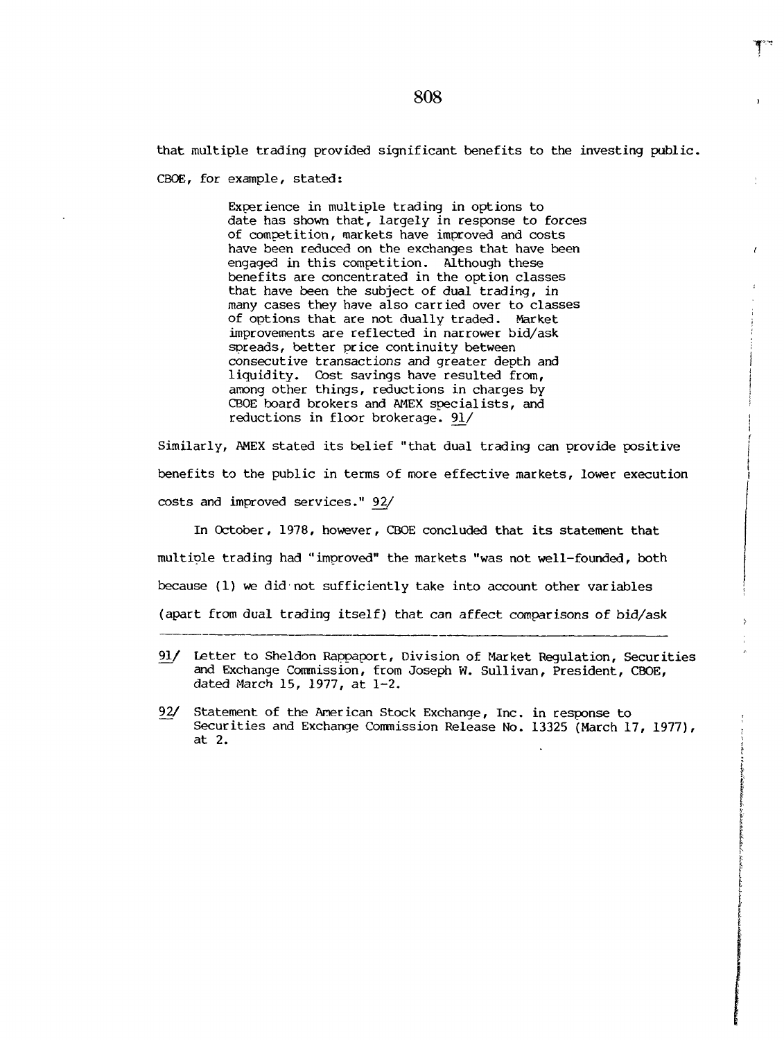that multiple trading provided significant benefits to the investing public. CBOE, for example, stated:

> Experience in multiple trading in options to date has shown that, largely in response to forces of competition, markets have improved and costs have been reduced on the exchanges that have been engaged in this competition. Although these benefits are concentrated in the option classes that have been the subject of dual trading, in many cases they have also carried over to classes of options that are not dually traded. Market improvements are reflected in narrower bid/ask spreads, better price continuity between consecutive transactions and greater depth and liquidity. Cost savings have resulted from, among other things, reductions in charges by CBOE board brokers and AMEX specialists, and reductions in floor brokerage. 91/

Similarly, AMEX stated its belief "that dual trading can provide positive benefits to the public in terms of more effective markets, lower execution costs and improved services." 92/

In October, 1978, however, CBOE concluded that its statement that multiple trading had "improved" the markets "was not well-founded, both because (1) we did not sufficiently take into account other variables (apart from dual trading itself) that can affect comparisons of bid/ask

---

91/ Letter to Sheldon Rappaport, Division of Market Regulation, Securities and Exchange Commission, from Joseph W. Sullivan, President, CBOE, dated March 15, 1977, at 1-2.

92/ Statement of the American Stock Exchange, Inc. in response to Securities and Exchange Commission Release No. 13325 (March 17, 1977), at 2.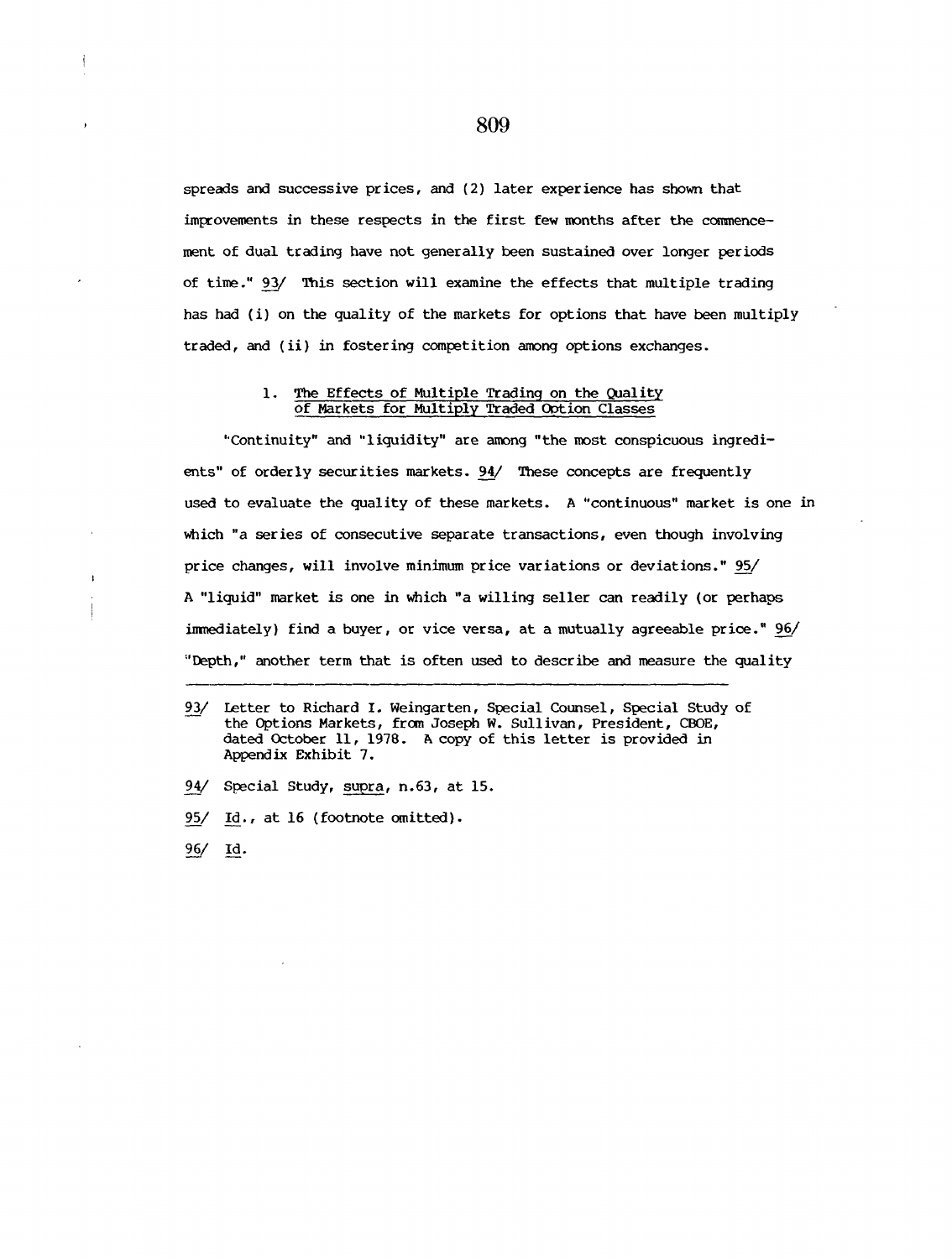spreads and successive prices, and (2) later experience has shown that improvements in these respects in the first few months after the commencement of dual trading have not generally been sustained over longer periods of time." 93/ This section will examine the effects that multiple trading has had (i) on the quality of the markets for options that have been multiply traded, and (ii) in fostering competition among options exchanges.

### 1. The Effects of Multiple Trading on the Quality of Markets for Multiply Traded Option Classes

"Continuity" and "liquidity" are among "the most conspicuous ingredients" of orderly securities markets. 94/ These concepts are frequently used to evaluate the quality of these markets. A "continuous" market is one in which "a series of consecutive separate transactions, even though involving price changes, will involve minimum price variations or deviations." 95/ A "liquid" market is one in which "a willing seller can readily (or perhaps immediately) find a buyer, or vice versa, at a mutually agreeable price." 96/ "Depth," another term that is often used to describe and measure the quality

---

93/ Letter to Richard I. Weingarten, Special Counsel, Special Study of the Options Markets, from Joseph W. Sullivan, President, CBOE, dated October 11, 1978. A copy of this letter is provided in Appendix Exhibit 7.

94/ Special Study, *supra*, n.63, at 15.

95/ *Id.*, at 16 (footnote omitted).

96/ *Id.*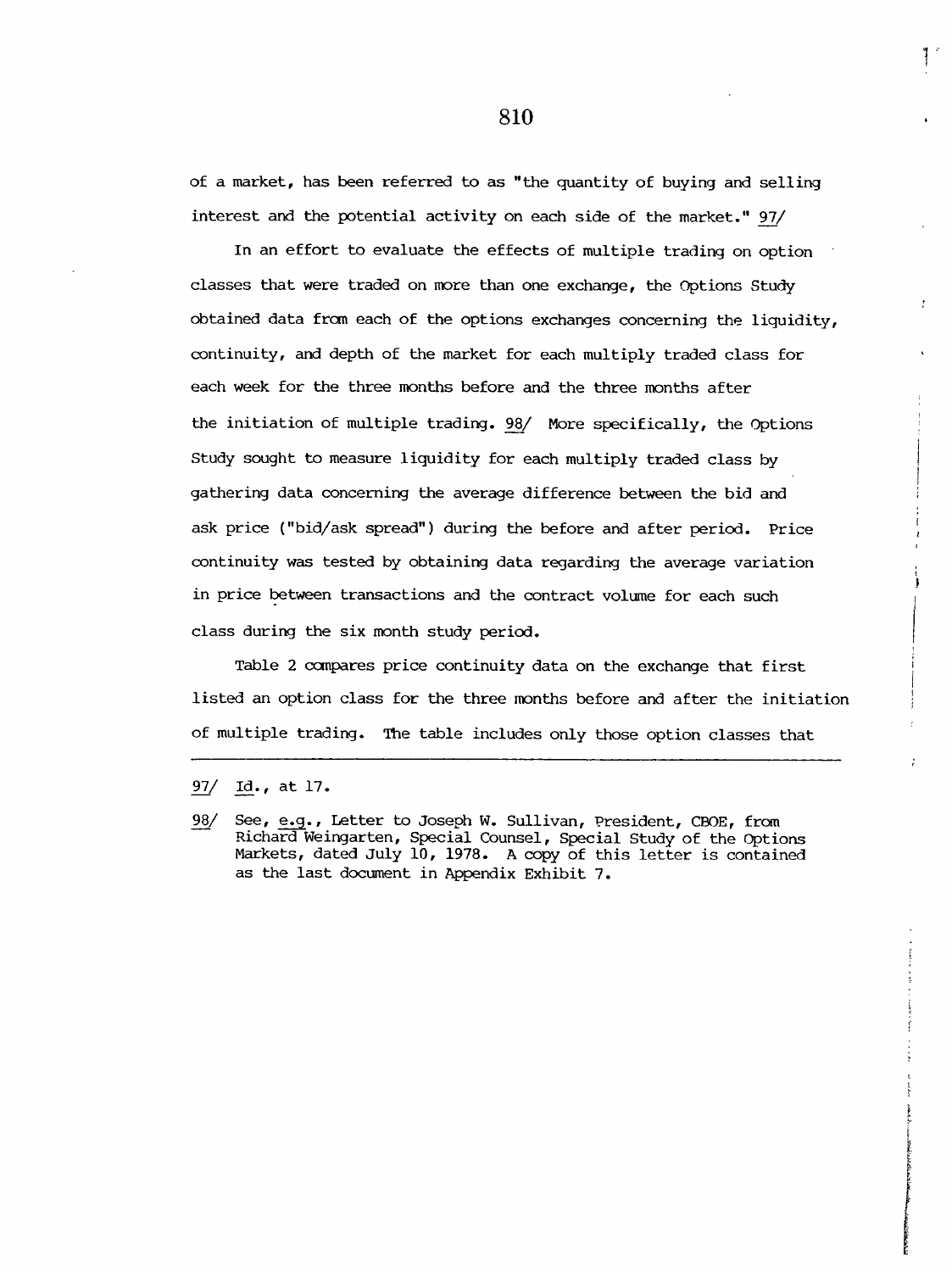of a market, has been referred to as "the quantity of buying and selling interest and the potential activity on each side of the market." 97/

In an effort to evaluate the effects of multiple trading on option classes that were traded on more than one exchange, the Options Study obtained data from each of the options exchanges concerning the liquidity, continuity, and depth of the market for each multiply traded class for each week for the three months before and the three months after the initiation of multiple trading. 98/ More specifically, the Options Study sought to measure liquidity for each multiply traded class by gathering data concerning the average difference between the bid and ask price ("bid/ask spread") during the before and after period. Price continuity was tested by obtaining data regarding the average variation in price between transactions and the contract volume for each such class during the six month study period.

Table 2 compares price continuity data on the exchange that first listed an option class for the three months before and after the initiation of multiple trading. The table includes only those option classes that

---

97/ Id., at 17.

98/ See, e.g., Letter to Joseph W. Sullivan, President, CBOE, from Richard Weingarten, Special Counsel, Special Study of the Options Markets, dated July 10, 1978. A copy of this letter is contained as the last document in Appendix Exhibit 7.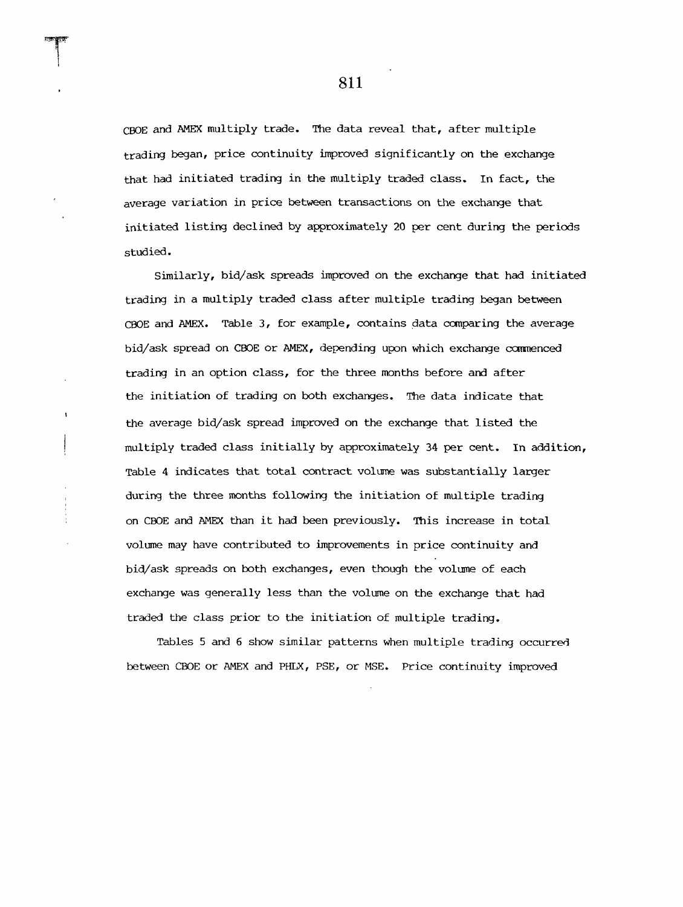CBOE and AMEX multiply trade. The data reveal that, after multiple trading began, price continuity improved significantly on the exchange that had initiated trading in the multiply traded class. In fact, the average variation in price between transactions on the exchange that initiated listing declined by approximately 20 per cent during the periods studied.

Similarly, bid/ask spreads improved on the exchange that had initiated trading in a multiply traded class after multiple trading began between CBOE and AMEX. Table 3, for example, contains data comparing the average bid/ask spread on CBOE or AMEX, depending upon which exchange commenced trading in an option class, for the three months before and after the initiation of trading on both exchanges. The data indicate that the average bid/ask spread improved on the exchange that listed the multiply traded class initially by approximately 34 per cent. In addition, Table 4 indicates that total contract volume was substantially larger during the three months following the initiation of multiple trading on CBOE and AMEX than it had been previously. This increase in total volume may have contributed to improvements in price continuity and bid/ask spreads on both exchanges, even though the volume of each exchange was generally less than the volume on the exchange that had traded the class prior to the initiation of multiple trading.

Tables 5 and 6 show similar patterns when multiple trading occurred between CBOE or AMEX and PHLX, PSE, or MSE. Price continuity improved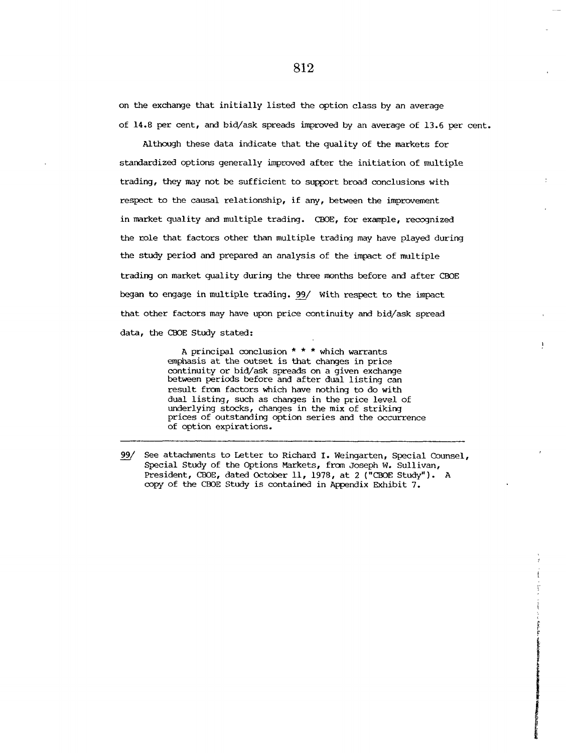on the exchange that initially listed the option class by an average of 14.8 per cent, and bid/ask spreads improved by an average of 13.6 per cent.

Although these data indicate that the quality of the markets for standardized options generally improved after the initiation of multiple trading, they may not be sufficient to support broad conclusions with respect to the causal relationship, if any, between the improvement in market quality and multiple trading. CBOE, for example, recognized the role that factors other than multiple trading may have played during the study period and prepared an analysis of the impact of multiple trading on market quality during the three months before and after CBOE began to engage in multiple trading. 99/ With respect to the impact that other factors may have upon price continuity and bid/ask spread data, the CBOE Study stated:

> A principal conclusion * * * which warrants emphasis at the outset is that changes in price continuity or bid/ask spreads on a given exchange between periods before and after dual listing can result from factors which have nothing to do with dual listing, such as changes in the price level of underlying stocks, changes in the mix of striking prices of outstanding option series and the occurrence of option expirations.

---

99/ See attachments to Letter to Richard I. Weingarten, Special Counsel, Special Study of the Options Markets, from Joseph W. Sullivan, President, CBOE, dated October 11, 1978, at 2 ("CBOE Study"). A copy of the CBOE Study is contained in Appendix Exhibit 7.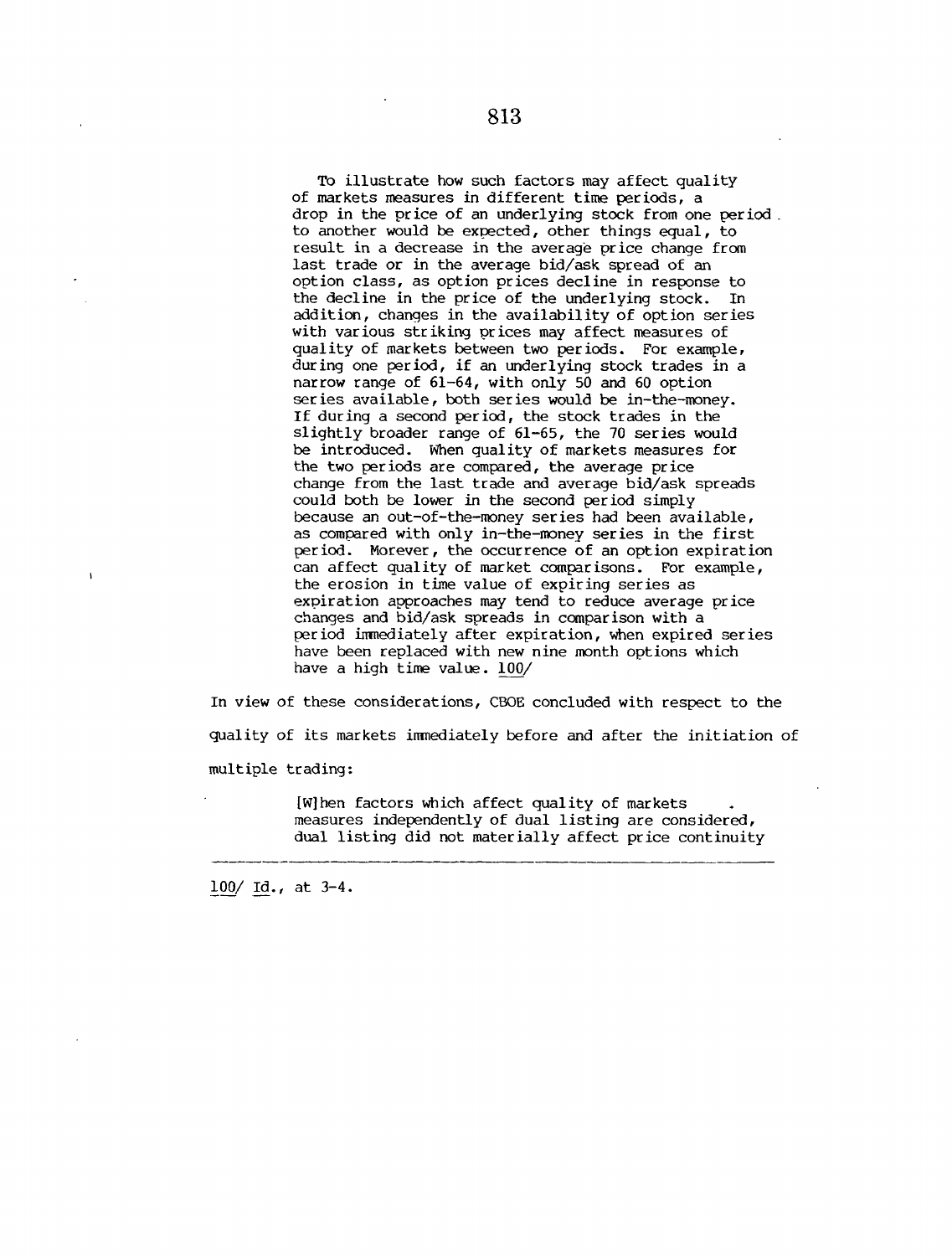> To illustrate how such factors may affect quality of markets measures in different time periods, a drop in the price of an underlying stock from one period to another would be expected, other things equal, to result in a decrease in the average price change from last trade or in the average bid/ask spread of an option class, as option prices decline in response to the decline in the price of the underlying stock. In addition, changes in the availability of option series with various striking prices may affect measures of quality of markets between two periods. For example, during one period, if an underlying stock trades in a narrow range of 61-64, with only 50 and 60 option series available, both series would be in-the-money. If during a second period, the stock trades in the slightly broader range of 61-65, the 70 series would be introduced. When quality of markets measures for the two periods are compared, the average price change from the last trade and average bid/ask spreads could both be lower in the second period simply because an out-of-the-money series had been available, as compared with only in-the-money series in the first period. Morever, the occurrence of an option expiration can affect quality of market comparisons. For example, the erosion in time value of expiring series as expiration approaches may tend to reduce average price changes and bid/ask spreads in comparison with a period immediately after expiration, when expired series have been replaced with new nine month options which have a high time value. 100/

In view of these considerations, CBOE concluded with respect to the quality of its markets immediately before and after the initiation of multiple trading:

> [W]hen factors which affect quality of markets measures independently of dual listing are considered, dual listing did not materially affect price continuity

---

100/ Id., at 3-4.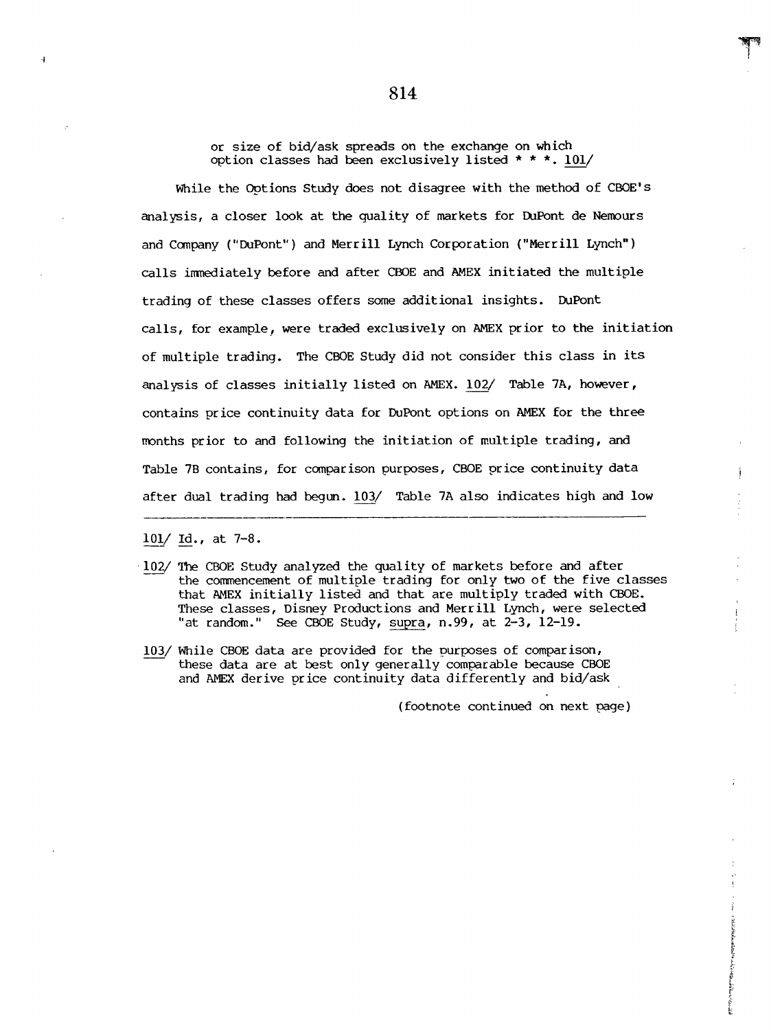or size of bid/ask spreads on the exchange on which option classes had been exclusively listed * * *. 101/

While the Options Study does not disagree with the method of CBOE's analysis, a closer look at the quality of markets for DuPont de Nemours and Company ("DuPont") and Merrill Lynch Corporation ("Merrill Lynch") calls immediately before and after CBOE and AMEX initiated the multiple trading of these classes offers some additional insights. DuPont calls, for example, were traded exclusively on AMEX prior to the initiation of multiple trading. The CBOE Study did not consider this class in its analysis of classes initially listed on AMEX. 102/ Table 7A, however, contains price continuity data for DuPont options on AMEX for the three months prior to and following the initiation of multiple trading, and Table 7B contains, for comparison purposes, CBOE price continuity data after dual trading had begun. 103/ Table 7A also indicates high and low

---

101/ Id., at 7-8.

102/ The CBOE Study analyzed the quality of markets before and after the commencement of multiple trading for only two of the five classes that AMEX initially listed and that are multiply traded with CBOE. These classes, Disney Productions and Merrill Lynch, were selected "at random." See CBOE Study, supra, n.99, at 2-3, 12-19.

103/ While CBOE data are provided for the purposes of comparison, these data are at best only generally comparable because CBOE and AMEX derive price continuity data differently and bid/ask

(footnote continued on next page)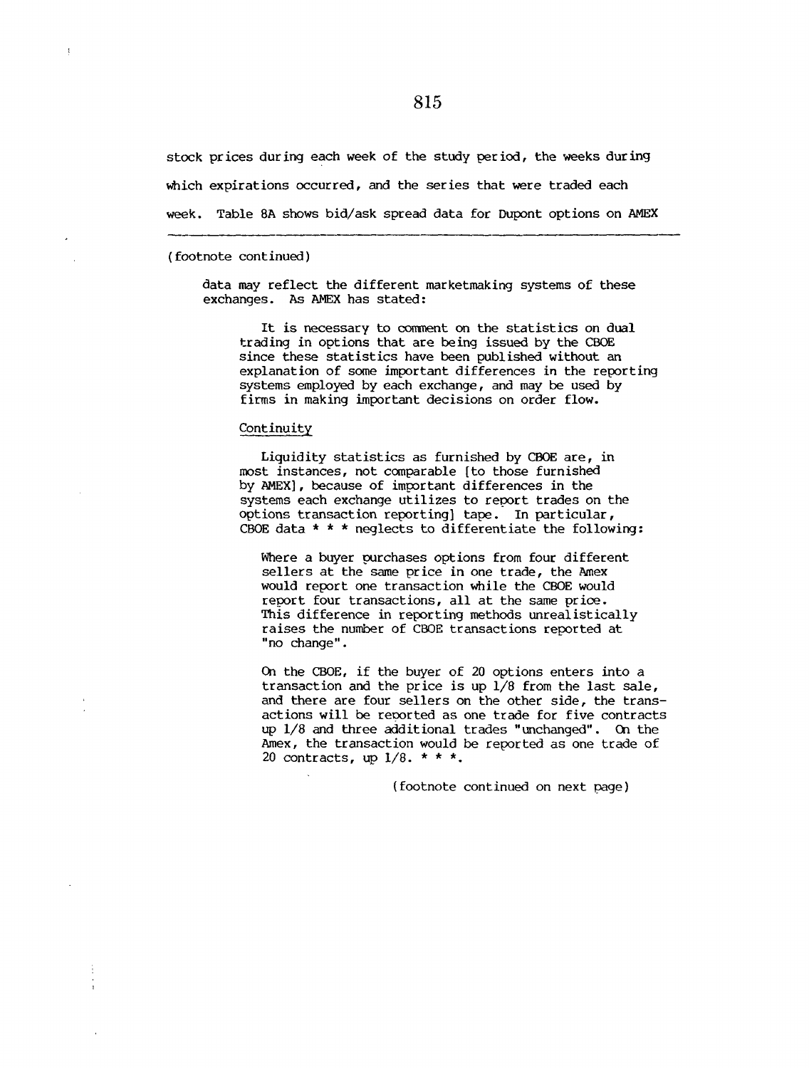stock prices during each week of the study period, the weeks during which expirations occurred, and the series that were traded each week. Table 8A shows bid/ask spread data for Dupont options on AMEX

---

(footnote continued)

data may reflect the different marketmaking systems of these exchanges. As AMEX has stated:

> It is necessary to comment on the statistics on dual trading in options that are being issued by the CBOE since these statistics have been published without an explanation of some important differences in the reporting systems employed by each exchange, and may be used by firms in making important decisions on order flow.
>
> Continuity
>
> Liquidity statistics as furnished by CBOE are, in most instances, not comparable [to those furnished by AMEX], because of important differences in the systems each exchange utilizes to report trades on the options transaction reporting] tape. In particular, CBOE data * * * neglects to differentiate the following:
>
> Where a buyer purchases options from four different sellers at the same price in one trade, the Amex would report one transaction while the CBOE would report four transactions, all at the same price. This difference in reporting methods unrealistically raises the number of CBOE transactions reported at "no change".
>
> On the CBOE, if the buyer of 20 options enters into a transaction and the price is up 1/8 from the last sale, and there are four sellers on the other side, the transactions will be reported as one trade for five contracts up 1/8 and three additional trades "unchanged". On the Amex, the transaction would be reported as one trade of 20 contracts, up 1/8. * * *.

(footnote continued on next page)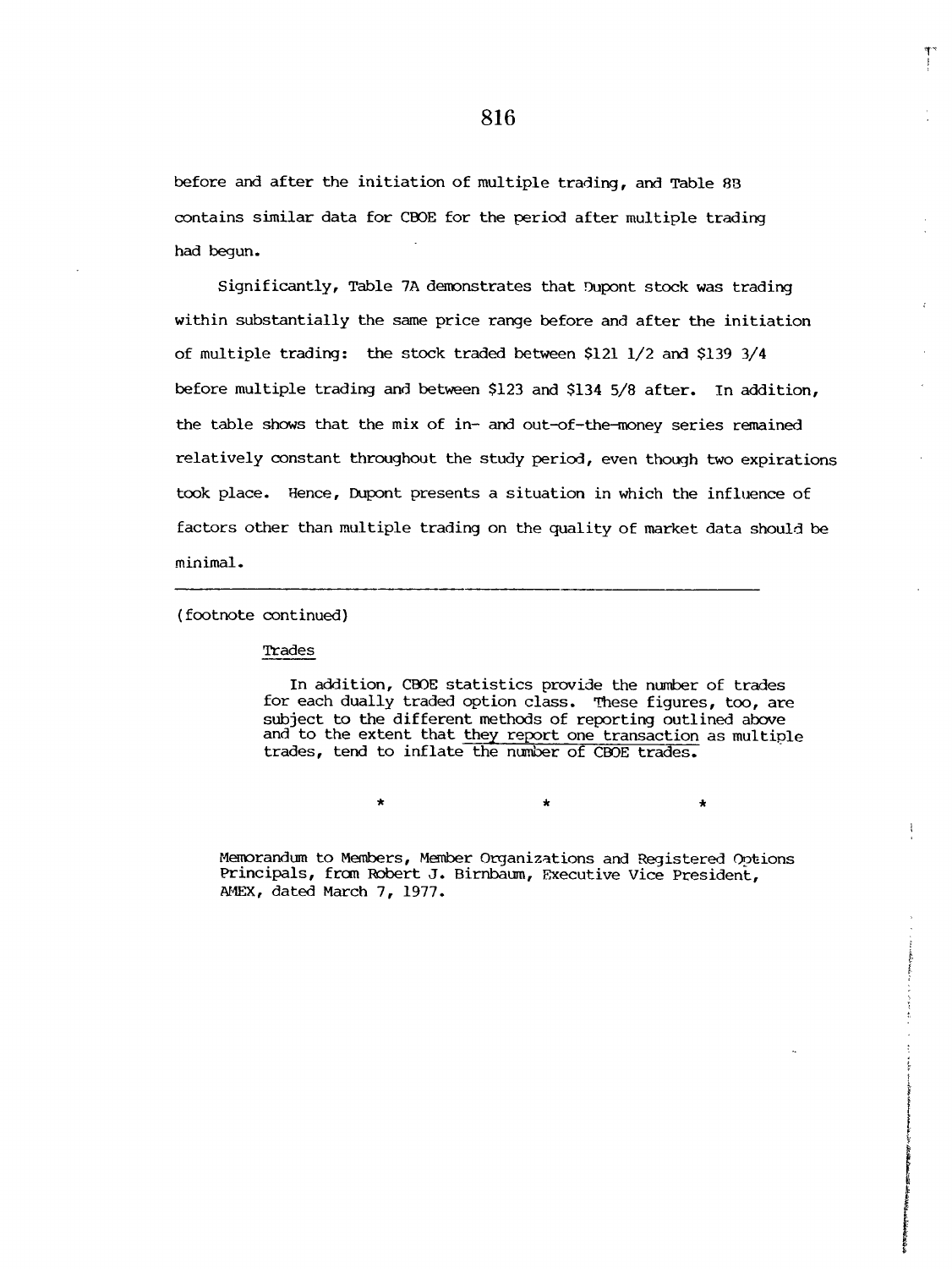before and after the initiation of multiple trading, and Table 8B contains similar data for CBOE for the period after multiple trading had begun.

Significantly, Table 7A demonstrates that Dupont stock was trading within substantially the same price range before and after the initiation of multiple trading: the stock traded between $121 1/2 and $139 3/4 before multiple trading and between $123 and $134 5/8 after. In addition, the table shows that the mix of in- and out-of-the-money series remained relatively constant throughout the study period, even though two expirations took place. Hence, Dupont presents a situation in which the influence of factors other than multiple trading on the quality of market data should be minimal.

---

(footnote continued)

Trades

In addition, CBOE statistics provide the number of trades for each dually traded option class. These figures, too, are subject to the different methods of reporting outlined above and to the extent that they report one transaction as multiple trades, tend to inflate the number of CBOE trades.

\* \* \*

Memorandum to Members, Member Organizations and Registered Options Principals, from Robert J. Birnbaum, Executive Vice President, AMEX, dated March 7, 1977.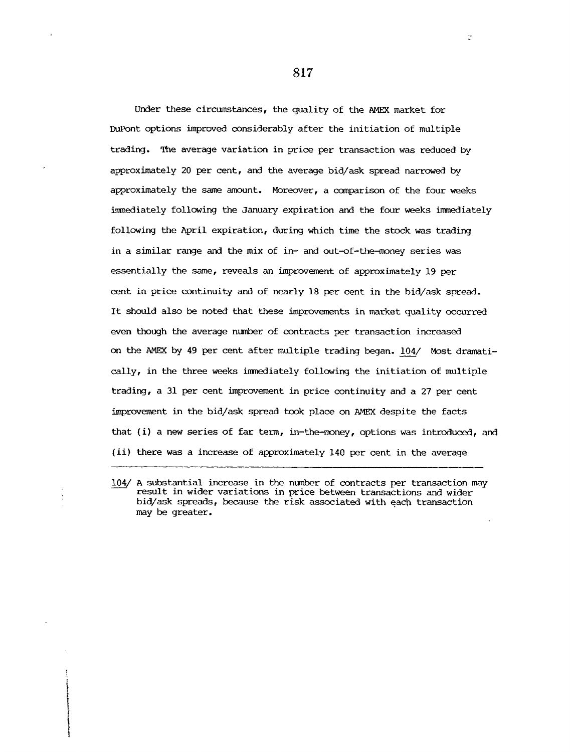Under these circumstances, the quality of the AMEX market for DuPont options improved considerably after the initiation of multiple trading. The average variation in price per transaction was reduced by approximately 20 per cent, and the average bid/ask spread narrowed by approximately the same amount. Moreover, a comparison of the four weeks immediately following the January expiration and the four weeks immediately following the April expiration, during which time the stock was trading in a similar range and the mix of in- and out-of-the-money series was essentially the same, reveals an improvement of approximately 19 per cent in price continuity and of nearly 18 per cent in the bid/ask spread. It should also be noted that these improvements in market quality occurred even though the average number of contracts per transaction increased on the AMEX by 49 per cent after multiple trading began. 104/ Most dramatically, in the three weeks immediately following the initiation of multiple trading, a 31 per cent improvement in price continuity and a 27 per cent improvement in the bid/ask spread took place on AMEX despite the facts that (i) a new series of far term, in-the-money, options was introduced, and (ii) there was a increase of approximately 140 per cent in the average

---

104/ A substantial increase in the number of contracts per transaction may result in wider variations in price between transactions and wider bid/ask spreads, because the risk associated with each transaction may be greater.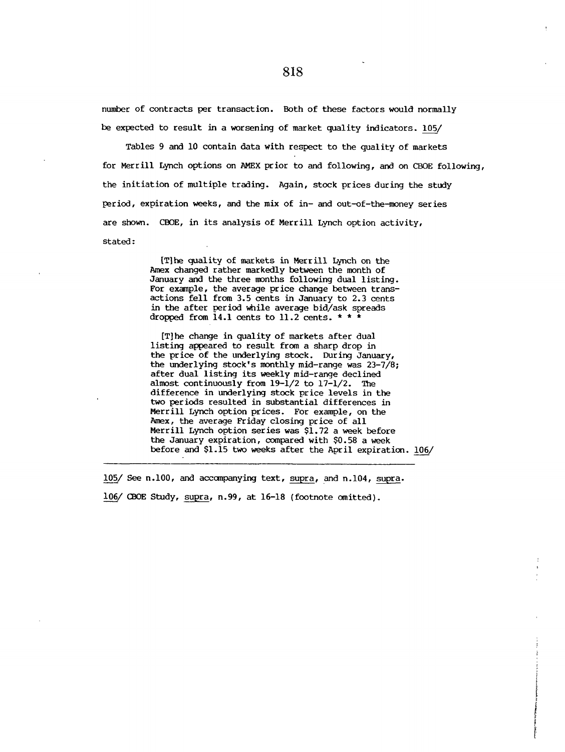number of contracts per transaction. Both of these factors would normally be expected to result in a worsening of market quality indicators. 105/

Tables 9 and 10 contain data with respect to the quality of markets for Merrill Lynch options on AMEX prior to and following, and on CBOE following, the initiation of multiple trading. Again, stock prices during the study period, expiration weeks, and the mix of in- and out-of-the-money series are shown. CBOE, in its analysis of Merrill Lynch option activity, stated:

> [T]he quality of markets in Merrill Lynch on the Amex changed rather markedly between the month of January and the three months following dual listing. For example, the average price change between transactions fell from 3.5 cents in January to 2.3 cents in the after period while average bid/ask spreads dropped from 14.1 cents to 11.2 cents. * * *
>
> [T]he change in quality of markets after dual listing appeared to result from a sharp drop in the price of the underlying stock. During January, the underlying stock's monthly mid-range was 23-7/8; after dual listing its weekly mid-range declined almost continuously from 19-1/2 to 17-1/2. The difference in underlying stock price levels in the two periods resulted in substantial differences in Merrill Lynch option prices. For example, on the Amex, the average Friday closing price of all Merrill Lynch option series was $1.72 a week before the January expiration, compared with $0.58 a week before and $1.15 two weeks after the April expiration. 106/

---

105/ See n.100, and accompanying text, *supra*, and n.104, *supra*.

106/ CBOE Study, *supra*, n.99, at 16-18 (footnote omitted).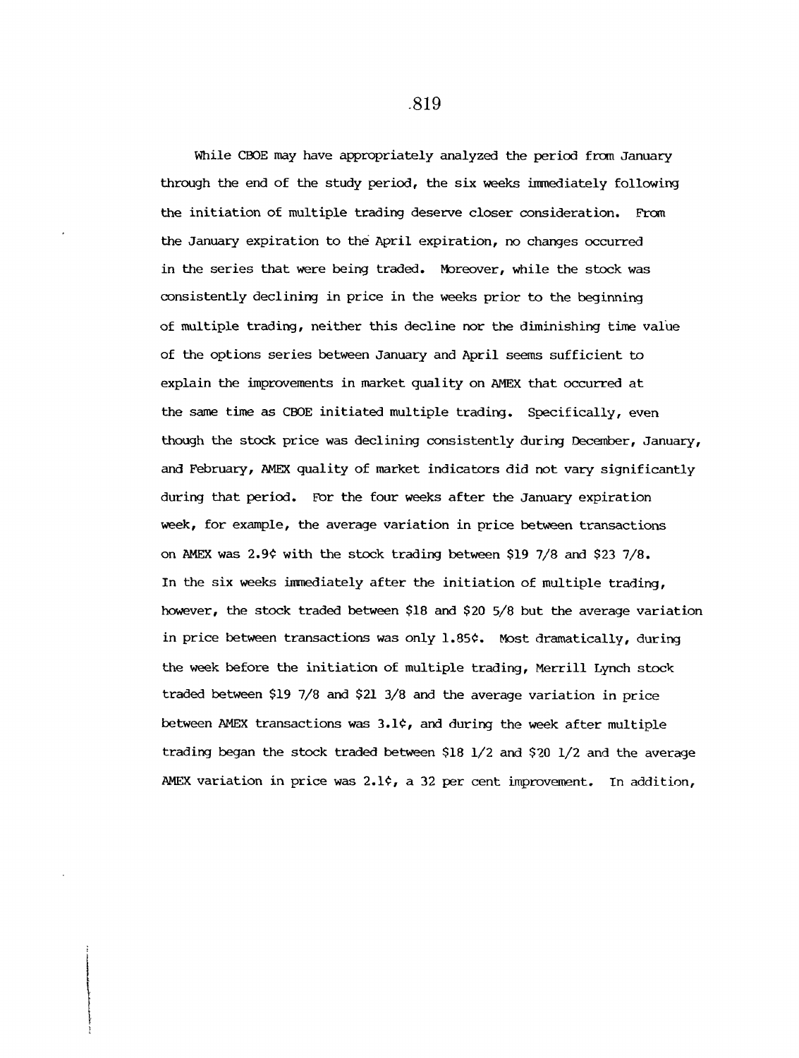While CBOE may have appropriately analyzed the period from January through the end of the study period, the six weeks immediately following the initiation of multiple trading deserve closer consideration. From the January expiration to the April expiration, no changes occurred in the series that were being traded. Moreover, while the stock was consistently declining in price in the weeks prior to the beginning of multiple trading, neither this decline nor the diminishing time value of the options series between January and April seems sufficient to explain the improvements in market quality on AMEX that occurred at the same time as CBOE initiated multiple trading. Specifically, even though the stock price was declining consistently during December, January, and February, AMEX quality of market indicators did not vary significantly during that period. For the four weeks after the January expiration week, for example, the average variation in price between transactions on AMEX was 2.9¢ with the stock trading between \$19 7/8 and \$23 7/8. In the six weeks immediately after the initiation of multiple trading, however, the stock traded between \$18 and \$20 5/8 but the average variation in price between transactions was only 1.85¢. Most dramatically, during the week before the initiation of multiple trading, Merrill Lynch stock traded between \$19 7/8 and \$21 3/8 and the average variation in price between AMEX transactions was 3.1¢, and during the week after multiple trading began the stock traded between \$18 1/2 and \$20 1/2 and the average AMEX variation in price was 2.1¢, a 32 per cent improvement. In addition,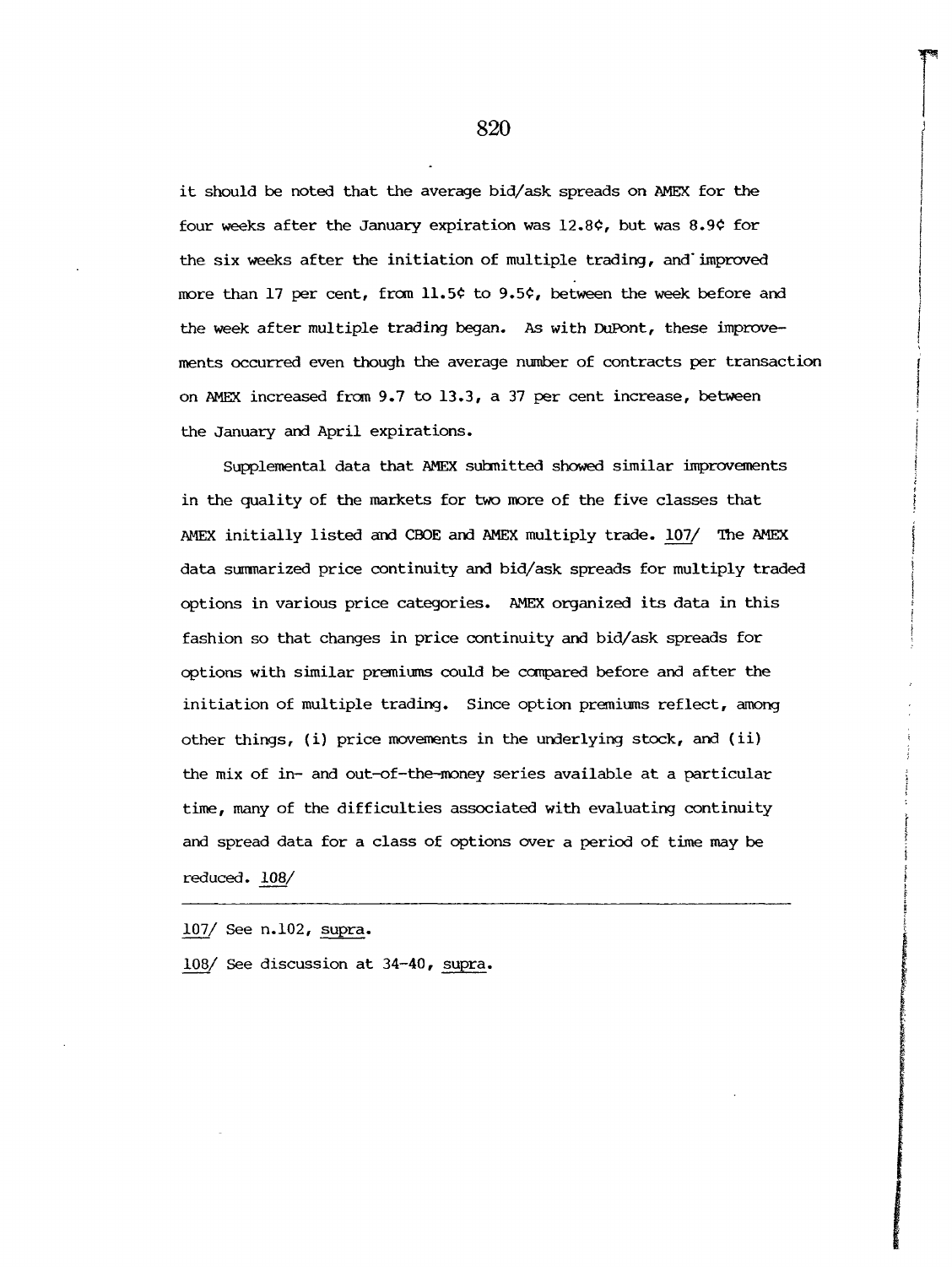it should be noted that the average bid/ask spreads on AMEX for the four weeks after the January expiration was 12.8¢, but was 8.9¢ for the six weeks after the initiation of multiple trading, and improved more than 17 per cent, from 11.5¢ to 9.5¢, between the week before and the week after multiple trading began. As with DuPont, these improvements occurred even though the average number of contracts per transaction on AMEX increased from 9.7 to 13.3, a 37 per cent increase, between the January and April expirations.

Supplemental data that AMEX submitted showed similar improvements in the quality of the markets for two more of the five classes that AMEX initially listed and CBOE and AMEX multiply trade. 107/ The AMEX data summarized price continuity and bid/ask spreads for multiply traded options in various price categories. AMEX organized its data in this fashion so that changes in price continuity and bid/ask spreads for options with similar premiums could be compared before and after the initiation of multiple trading. Since option premiums reflect, among other things, (i) price movements in the underlying stock, and (ii) the mix of in- and out-of-the-money series available at a particular time, many of the difficulties associated with evaluating continuity and spread data for a class of options over a period of time may be reduced. 108/

---

107/ See n.102, *supra*.

108/ See discussion at 34-40, *supra*.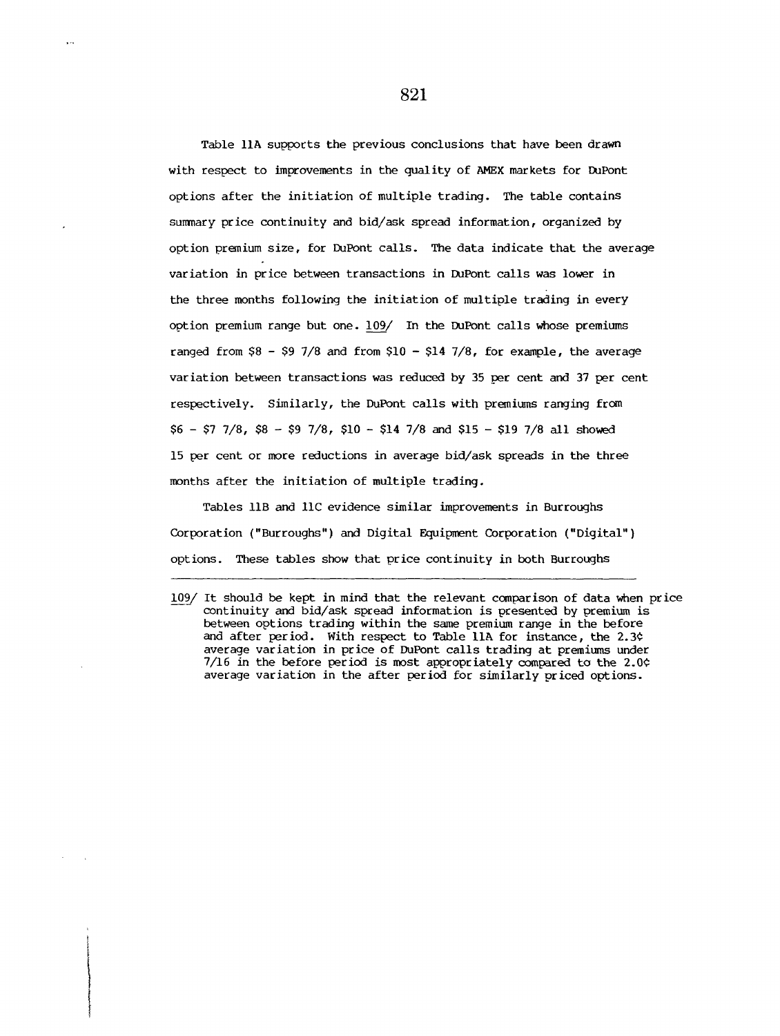Table 11A supports the previous conclusions that have been drawn with respect to improvements in the quality of AMEX markets for DuPont options after the initiation of multiple trading. The table contains summary price continuity and bid/ask spread information, organized by option premium size, for DuPont calls. The data indicate that the average variation in price between transactions in DuPont calls was lower in the three months following the initiation of multiple trading in every option premium range but one. 109/ In the DuPont calls whose premiums ranged from $8 - $9 7/8 and from $10 - $14 7/8, for example, the average variation between transactions was reduced by 35 per cent and 37 per cent respectively. Similarly, the DuPont calls with premiums ranging from $6 - $7 7/8, $8 - $9 7/8, $10 - $14 7/8 and $15 - $19 7/8 all showed 15 per cent or more reductions in average bid/ask spreads in the three months after the initiation of multiple trading.

Tables 11B and 11C evidence similar improvements in Burroughs Corporation ("Burroughs") and Digital Equipment Corporation ("Digital") options. These tables show that price continuity in both Burroughs

---

109/ It should be kept in mind that the relevant comparison of data when price continuity and bid/ask spread information is presented by premium is between options trading within the same premium range in the before and after period. With respect to Table 11A for instance, the 2.3¢ average variation in price of DuPont calls trading at premiums under 7/16 in the before period is most appropriately compared to the 2.0¢ average variation in the after period for similarly priced options.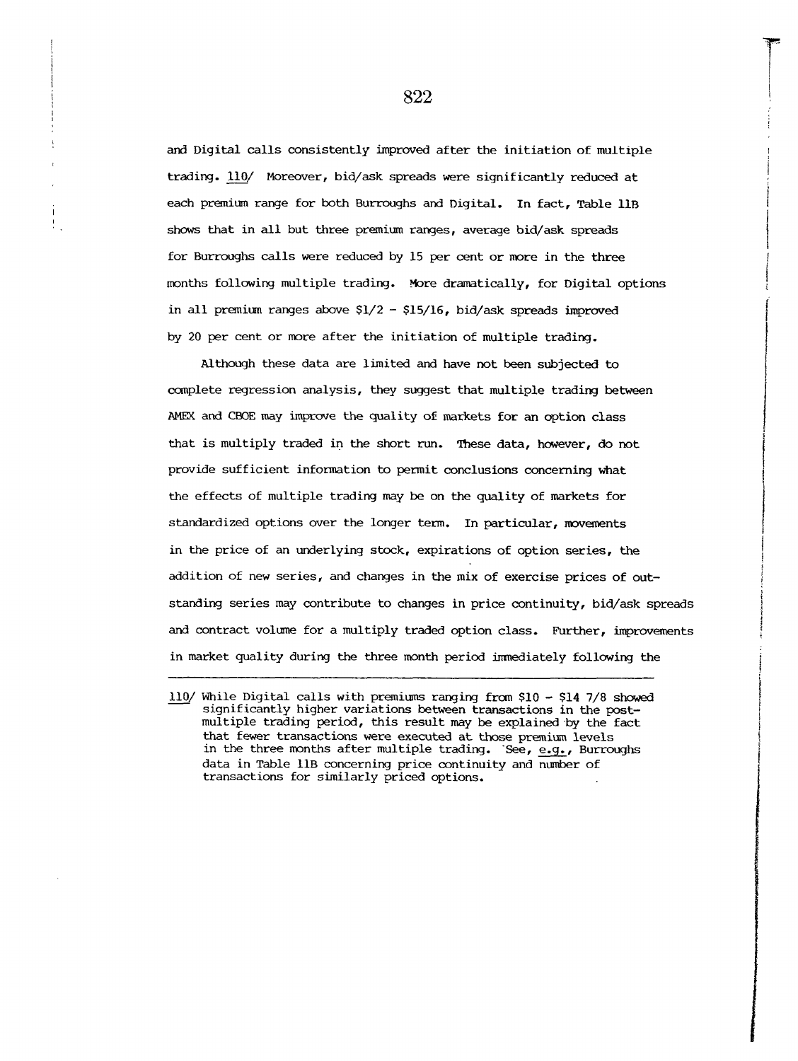and Digital calls consistently improved after the initiation of multiple trading. 110/ Moreover, bid/ask spreads were significantly reduced at each premium range for both Burroughs and Digital. In fact, Table 11B shows that in all but three premium ranges, average bid/ask spreads for Burroughs calls were reduced by 15 per cent or more in the three months following multiple trading. More dramatically, for Digital options in all premium ranges above $1/2 - $15/16, bid/ask spreads improved by 20 per cent or more after the initiation of multiple trading.

Although these data are limited and have not been subjected to complete regression analysis, they suggest that multiple trading between AMEX and CBOE may improve the quality of markets for an option class that is multiply traded in the short run. These data, however, do not provide sufficient information to permit conclusions concerning what the effects of multiple trading may be on the quality of markets for standardized options over the longer term. In particular, movements in the price of an underlying stock, expirations of option series, the addition of new series, and changes in the mix of exercise prices of outstanding series may contribute to changes in price continuity, bid/ask spreads and contract volume for a multiply traded option class. Further, improvements in market quality during the three month period immediately following the

---

110/ While Digital calls with premiums ranging from $10 - $14 7/8 showed significantly higher variations between transactions in the post-multiple trading period, this result may be explained by the fact that fewer transactions were executed at those premium levels in the three months after multiple trading. See, *e.g.*, Burroughs data in Table 11B concerning price continuity and number of transactions for similarly priced options.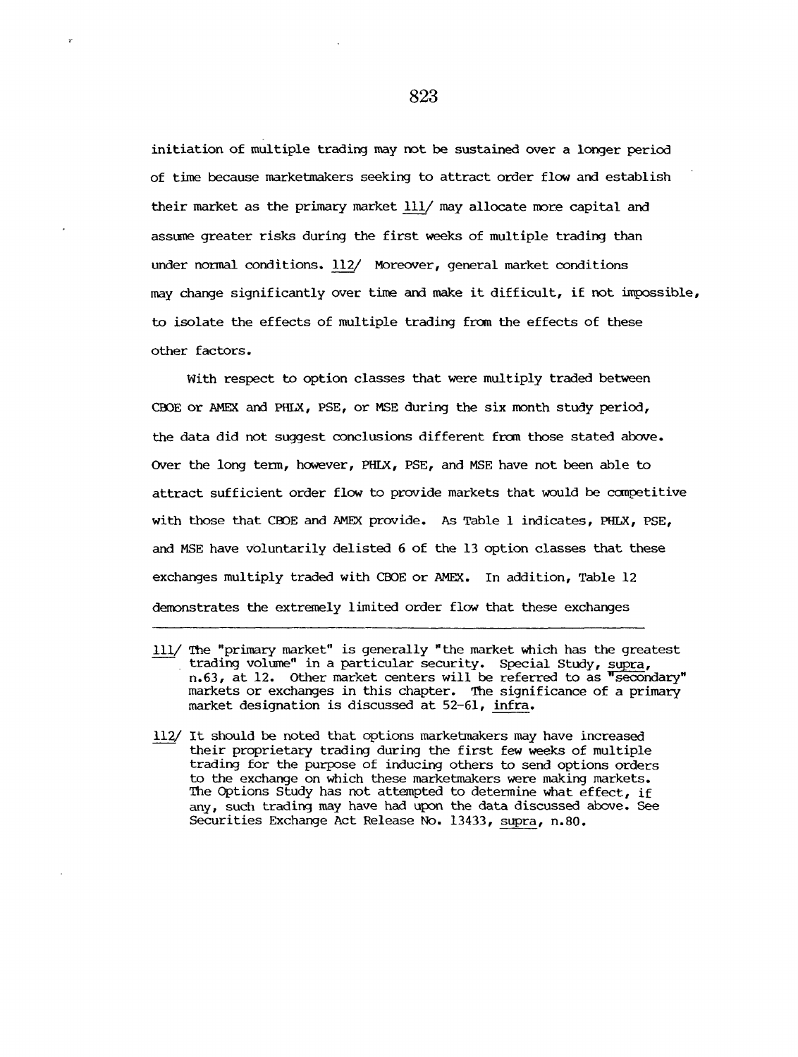initiation of multiple trading may not be sustained over a longer period of time because marketmakers seeking to attract order flow and establish their market as the primary market 111/ may allocate more capital and assume greater risks during the first weeks of multiple trading than under normal conditions. 112/ Moreover, general market conditions may change significantly over time and make it difficult, if not impossible, to isolate the effects of multiple trading from the effects of these other factors.

With respect to option classes that were multiply traded between CBOE or AMEX and PHLX, PSE, or MSE during the six month study period, the data did not suggest conclusions different from those stated above. Over the long term, however, PHLX, PSE, and MSE have not been able to attract sufficient order flow to provide markets that would be competitive with those that CBOE and AMEX provide. As Table 1 indicates, PHLX, PSE, and MSE have voluntarily delisted 6 of the 13 option classes that these exchanges multiply traded with CBOE or AMEX. In addition, Table 12 demonstrates the extremely limited order flow that these exchanges

---

111/ The "primary market" is generally "the market which has the greatest trading volume" in a particular security. Special Study, *supra*, n.63, at 12. Other market centers will be referred to as "secondary" markets or exchanges in this chapter. The significance of a primary market designation is discussed at 52-61, *infra*.

112/ It should be noted that options marketmakers may have increased their proprietary trading during the first few weeks of multiple trading for the purpose of inducing others to send options orders to the exchange on which these marketmakers were making markets. The Options Study has not attempted to determine what effect, if any, such trading may have had upon the data discussed above. See Securities Exchange Act Release No. 13433, *supra*, n.80.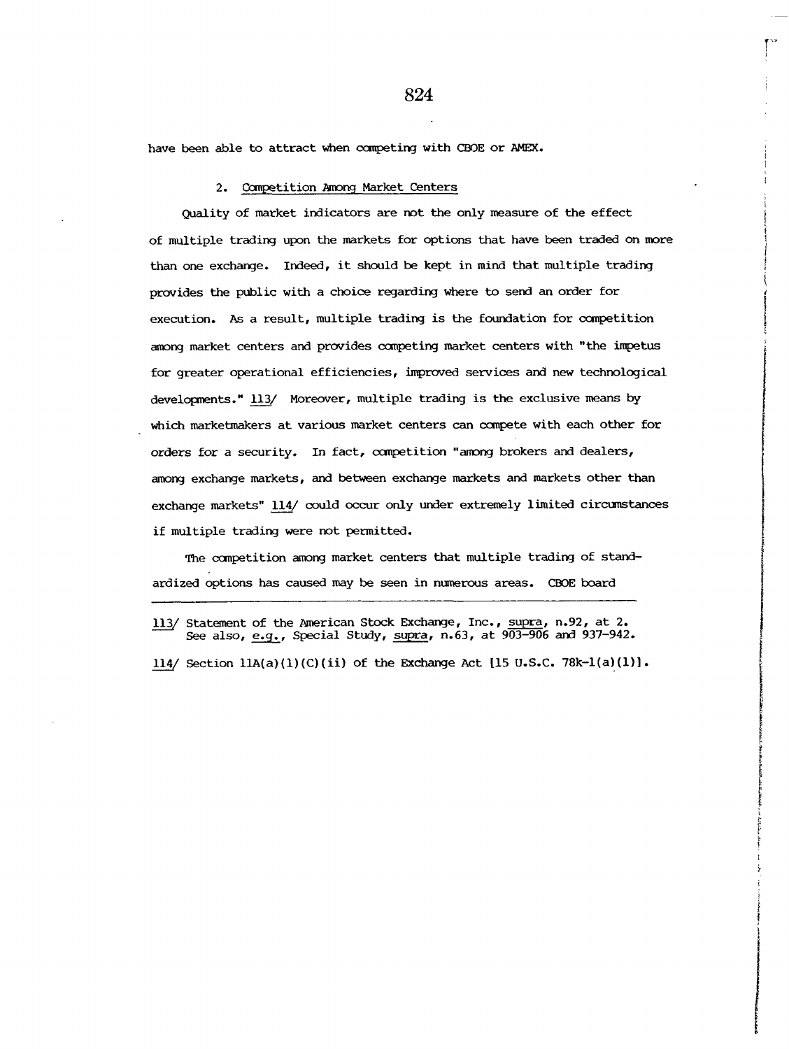have been able to attract when competing with CBOE or AMEX.

2. Competition Among Market Centers

Quality of market indicators are not the only measure of the effect of multiple trading upon the markets for options that have been traded on more than one exchange. Indeed, it should be kept in mind that multiple trading provides the public with a choice regarding where to send an order for execution. As a result, multiple trading is the foundation for competition among market centers and provides competing market centers with "the impetus for greater operational efficiencies, improved services and new technological developments." 113/ Moreover, multiple trading is the exclusive means by which marketmakers at various market centers can compete with each other for orders for a security. In fact, competition "among brokers and dealers, among exchange markets, and between exchange markets and markets other than exchange markets" 114/ could occur only under extremely limited circumstances if multiple trading were not permitted.

The competition among market centers that multiple trading of standardized options has caused may be seen in numerous areas. CBOE board

---

113/ Statement of the American Stock Exchange, Inc., *supra*, n.92, at 2. See also, *e.g.*, Special Study, *supra*, n.63, at 903-906 and 937-942.

114/ Section 11A(a)(1)(C)(ii) of the Exchange Act [15 U.S.C. 78k-1(a)(1)].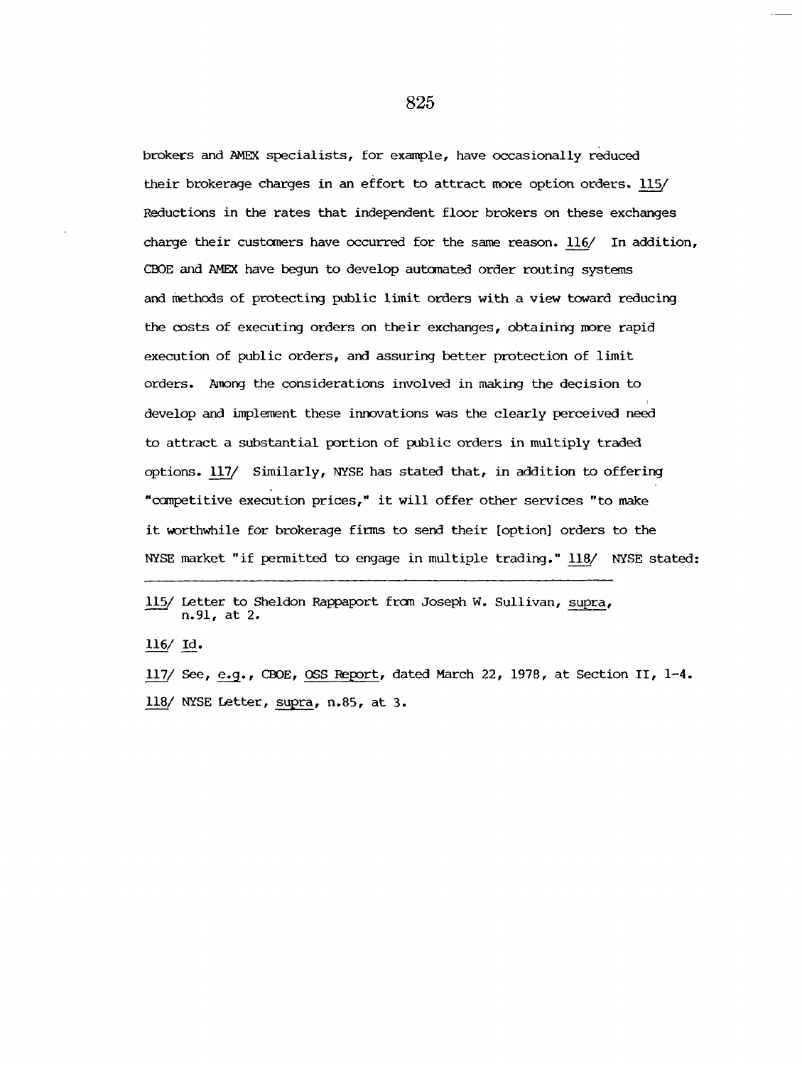brokers and AMEX specialists, for example, have occasionally reduced their brokerage charges in an effort to attract more option orders. 115/ Reductions in the rates that independent floor brokers on these exchanges charge their customers have occurred for the same reason. 116/ In addition, CBOE and AMEX have begun to develop automated order routing systems and methods of protecting public limit orders with a view toward reducing the costs of executing orders on their exchanges, obtaining more rapid execution of public orders, and assuring better protection of limit orders. Among the considerations involved in making the decision to develop and implement these innovations was the clearly perceived need to attract a substantial portion of public orders in multiply traded options. 117/ Similarly, NYSE has stated that, in addition to offering "competitive execution prices," it will offer other services "to make it worthwhile for brokerage firms to send their [option] orders to the NYSE market "if permitted to engage in multiple trading." 118/ NYSE stated:

---

115/ Letter to Sheldon Rappaport from Joseph W. Sullivan, _supra_, n.91, at 2.

116/ _Id_.

117/ See, _e.g._, CBOE, _OSS Report_, dated March 22, 1978, at Section II, 1-4.

118/ NYSE Letter, _supra_, n.85, at 3.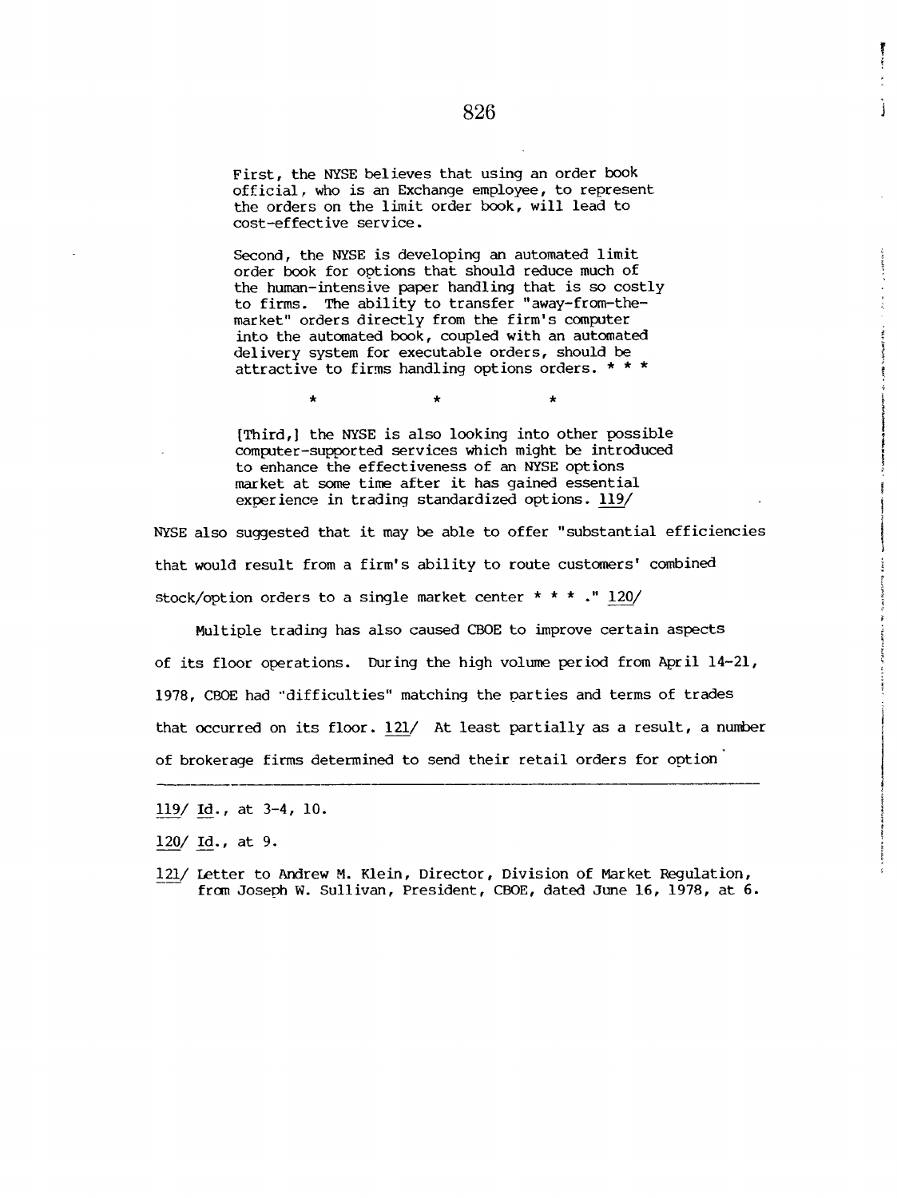> First, the NYSE believes that using an order book official, who is an Exchange employee, to represent the orders on the limit order book, will lead to cost-effective service.
>
> Second, the NYSE is developing an automated limit order book for options that should reduce much of the human-intensive paper handling that is so costly to firms. The ability to transfer "away-from-the-market" orders directly from the firm's computer into the automated book, coupled with an automated delivery system for executable orders, should be attractive to firms handling options orders. * * *
>
> \*   \*   \*
>
> [Third,] the NYSE is also looking into other possible computer-supported services which might be introduced to enhance the effectiveness of an NYSE options market at some time after it has gained essential experience in trading standardized options. 119/

NYSE also suggested that it may be able to offer "substantial efficiencies that would result from a firm's ability to route customers' combined stock/option orders to a single market center * * * ." 120/

Multiple trading has also caused CBOE to improve certain aspects of its floor operations. During the high volume period from April 14-21, 1978, CBOE had "difficulties" matching the parties and terms of trades that occurred on its floor. 121/ At least partially as a result, a number of brokerage firms determined to send their retail orders for option

---

119/ Id., at 3-4, 10.

120/ Id., at 9.

121/ Letter to Andrew M. Klein, Director, Division of Market Regulation, from Joseph W. Sullivan, President, CBOE, dated June 16, 1978, at 6.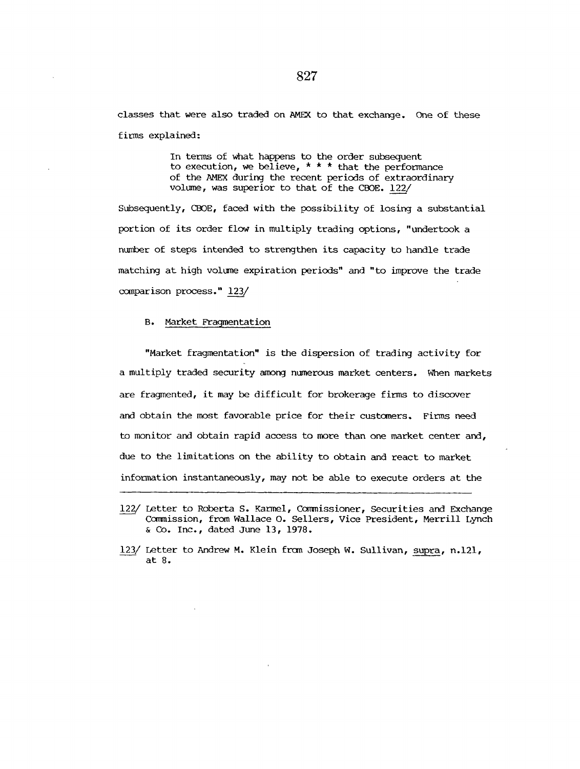classes that were also traded on AMEX to that exchange. One of these firms explained:

> In terms of what happens to the order subsequent to execution, we believe, * * * that the performance of the AMEX during the recent periods of extraordinary volume, was superior to that of the CBOE. 122/

Subsequently, CBOE, faced with the possibility of losing a substantial portion of its order flow in multiply trading options, "undertook a number of steps intended to strengthen its capacity to handle trade matching at high volume expiration periods" and "to improve the trade comparison process." 123/

B. Market Fragmentation

"Market fragmentation" is the dispersion of trading activity for a multiply traded security among numerous market centers. When markets are fragmented, it may be difficult for brokerage firms to discover and obtain the most favorable price for their customers. Firms need to monitor and obtain rapid access to more than one market center and, due to the limitations on the ability to obtain and react to market information instantaneously, may not be able to execute orders at the

---

122/ Letter to Roberta S. Karmel, Commissioner, Securities and Exchange Commission, from Wallace O. Sellers, Vice President, Merrill Lynch & Co. Inc., dated June 13, 1978.

123/ Letter to Andrew M. Klein from Joseph W. Sullivan, *supra*, n.121, at 8.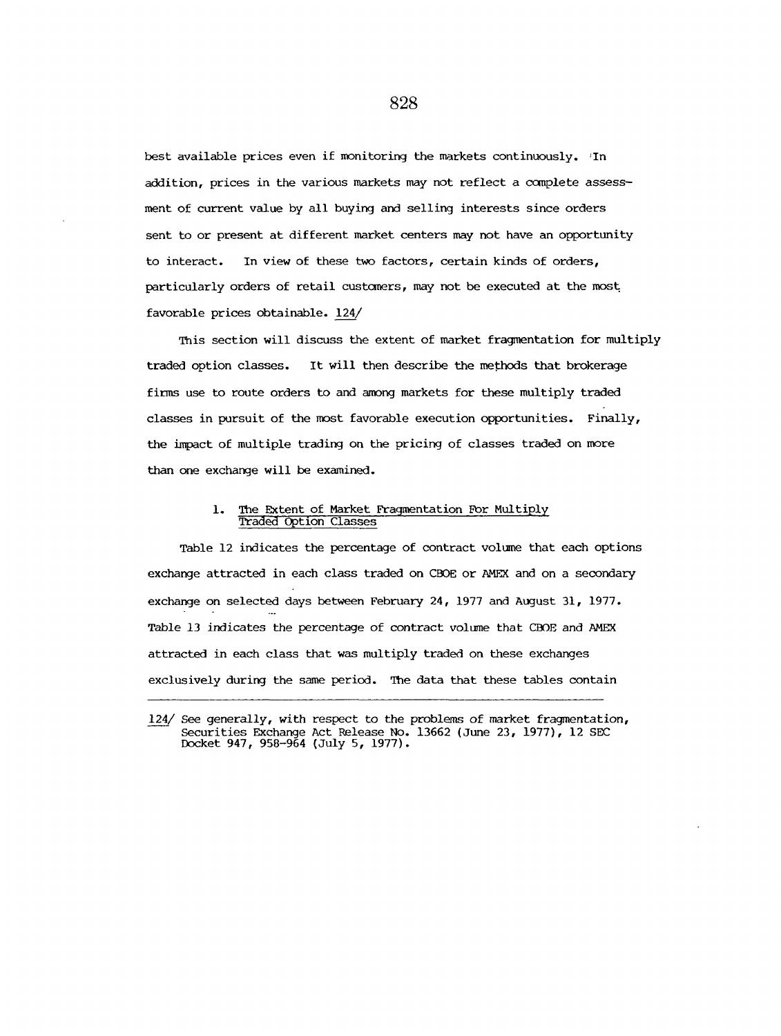best available prices even if monitoring the markets continuously. In addition, prices in the various markets may not reflect a complete assessment of current value by all buying and selling interests since orders sent to or present at different market centers may not have an opportunity to interact. In view of these two factors, certain kinds of orders, particularly orders of retail customers, may not be executed at the most favorable prices obtainable. 124/

This section will discuss the extent of market fragmentation for multiply traded option classes. It will then describe the methods that brokerage firms use to route orders to and among markets for these multiply traded classes in pursuit of the most favorable execution opportunities. Finally, the impact of multiple trading on the pricing of classes traded on more than one exchange will be examined.

### 1. The Extent of Market Fragmentation For Multiply Traded Option Classes

Table 12 indicates the percentage of contract volume that each options exchange attracted in each class traded on CBOE or AMEX and on a secondary exchange on selected days between February 24, 1977 and August 31, 1977. Table 13 indicates the percentage of contract volume that CBOE and AMEX attracted in each class that was multiply traded on these exchanges exclusively during the same period. The data that these tables contain

---

124/ See generally, with respect to the problems of market fragmentation, Securities Exchange Act Release No. 13662 (June 23, 1977), 12 SEC Docket 947, 958-964 (July 5, 1977).